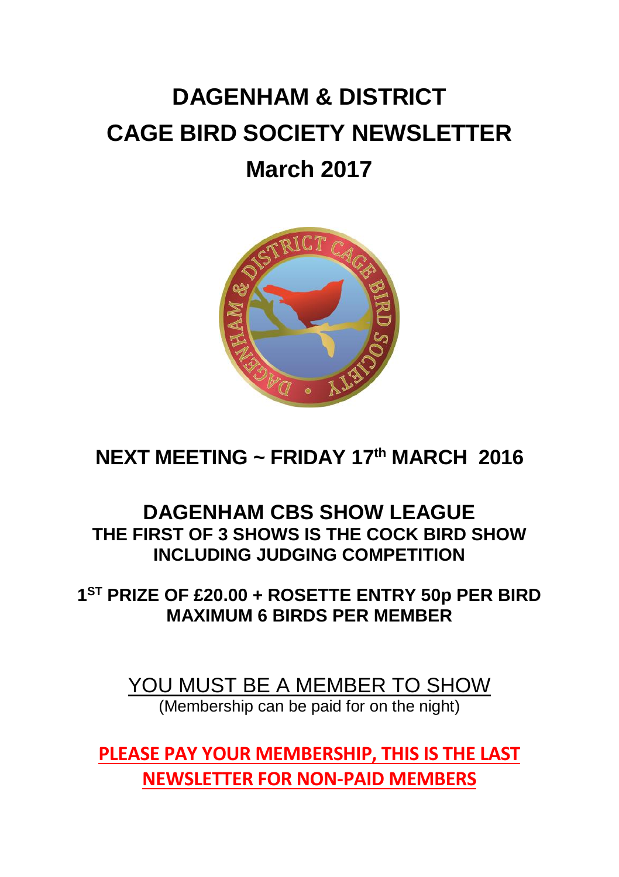# DAGENHAM & DISTRICT CAGE BIRD SOCIETY NEWSLETTER March 2017

## NEXT MEETING ~ FRIDAY 17th MARCH 2016

## DAGENHAM CBS SHOW LEAGUE

**THE FIRST OF 3 SHOWS IS THE COCK BIRD SHOW INCLUDING JUDGING COMPETITION**

**1ST PRIZE OF £20.00 + ROSETTE ENTRY 50p PER BIRD MAXIMUM 6 BIRDS PER MEMBER**

YOU MUST BE A MEMBER TO SHOW
(Membership can be paid for on the night)

**PLEASE PAY YOUR MEMBERSHIP, THIS IS THE LAST NEWSLETTER FOR NON-PAID MEMBERS**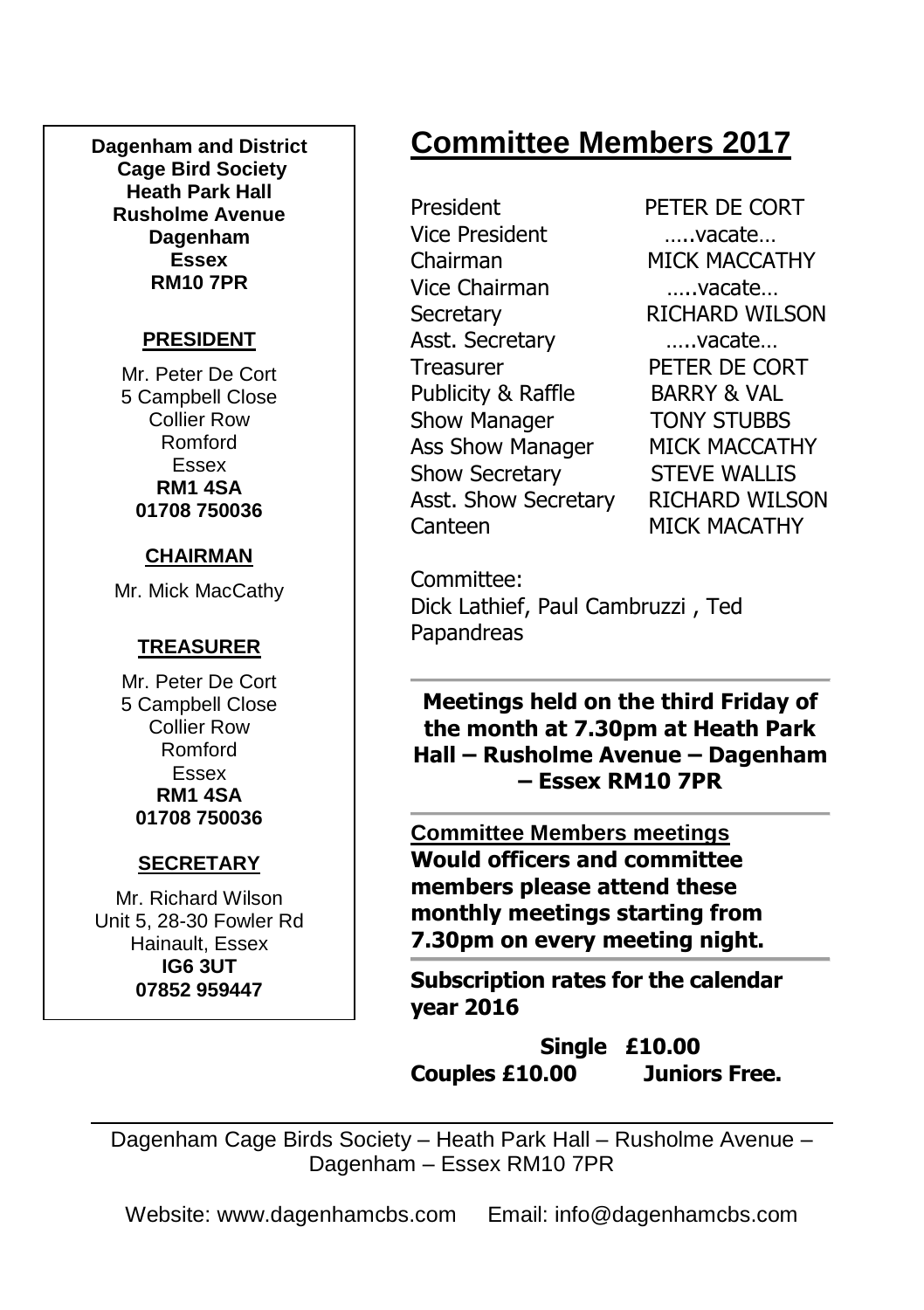**Dagenham and District Cage Bird Society**
**Heath Park Hall**
**Rusholme Avenue**
**Dagenham**
**Essex**
**RM10 7PR**

**PRESIDENT**

Mr. Peter De Cort
5 Campbell Close
Collier Row
Romford
Essex
**RM1 4SA**
**01708 750036**

**CHAIRMAN**

Mr. Mick MacCathy

**TREASURER**

Mr. Peter De Cort
5 Campbell Close
Collier Row
Romford
Essex
**RM1 4SA**
**01708 750036**

**SECRETARY**

Mr. Richard Wilson
Unit 5, 28-30 Fowler Rd
Hainault, Essex
**IG6 3UT**
**07852 959447**

# Committee Members 2017

| | |
|---|---|
| President | PETER DE CORT |
| Vice President | …..vacate… |
| Chairman | MICK MACCATHY |
| Vice Chairman | …..vacate… |
| Secretary | RICHARD WILSON |
| Asst. Secretary | …..vacate… |
| Treasurer | PETER DE CORT |
| Publicity & Raffle | BARRY & VAL |
| Show Manager | TONY STUBBS |
| Ass Show Manager | MICK MACCATHY |
| Show Secretary | STEVE WALLIS |
| Asst. Show Secretary | RICHARD WILSON |
| Canteen | MICK MACATHY |

Committee:
Dick Lathief, Paul Cambruzzi , Ted Papandreas

**Meetings held on the third Friday of the month at 7.30pm at Heath Park Hall – Rusholme Avenue – Dagenham – Essex RM10 7PR**

**Committee Members meetings**
**Would officers and committee members please attend these monthly meetings starting from 7.30pm on every meeting night.**

**Subscription rates for the calendar year 2016**

**Single £10.00**
**Couples £10.00 Juniors Free.**

Dagenham Cage Birds Society – Heath Park Hall – Rusholme Avenue – Dagenham – Essex RM10 7PR

Website: www.dagenhamcbs.com Email: info@dagenhamcbs.com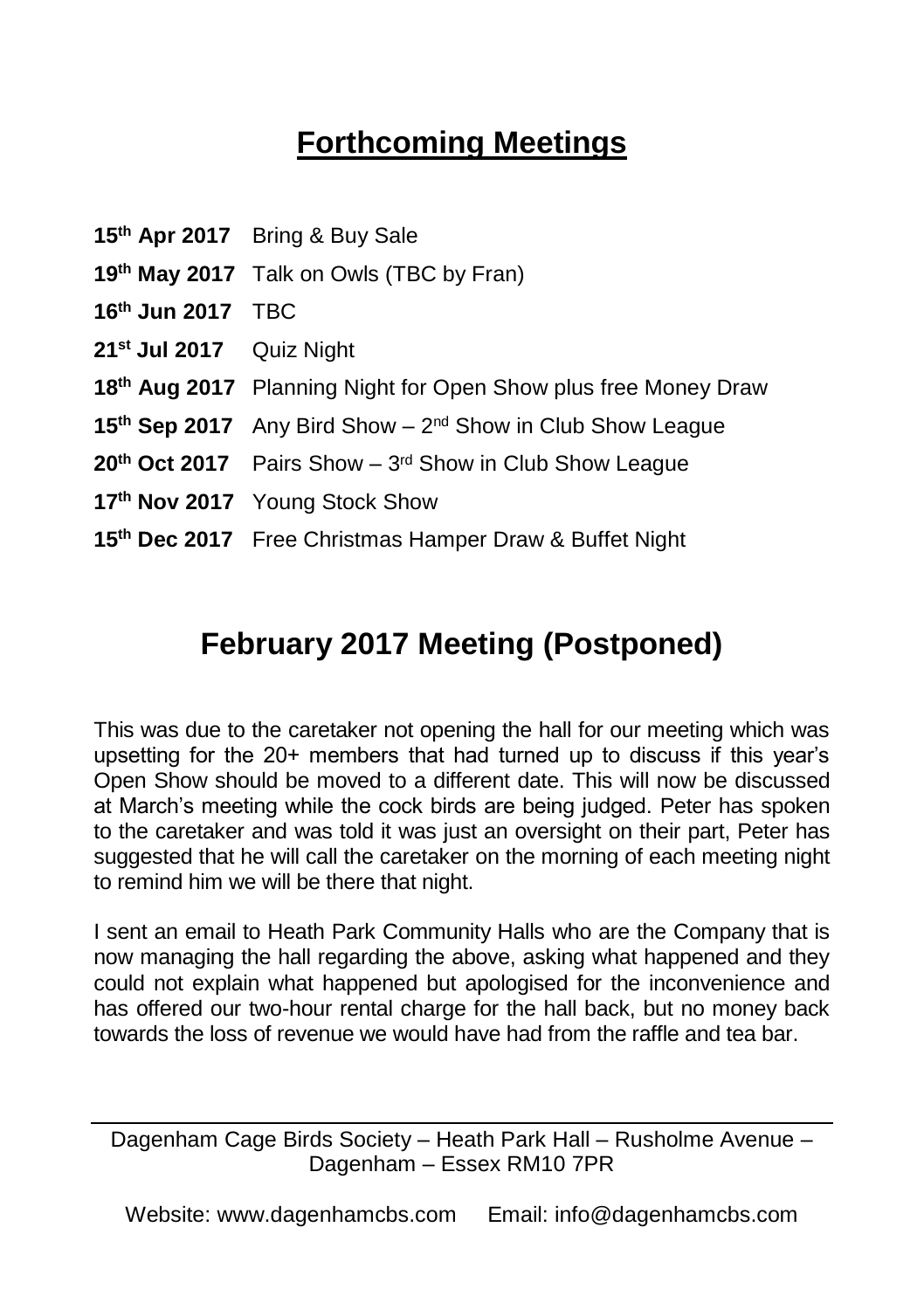## Forthcoming Meetings

**15th Apr 2017** Bring & Buy Sale
**19th May 2017** Talk on Owls (TBC by Fran)
**16th Jun 2017** TBC
**21st Jul 2017** Quiz Night
**18th Aug 2017** Planning Night for Open Show plus free Money Draw
**15th Sep 2017** Any Bird Show – 2nd Show in Club Show League
**20th Oct 2017** Pairs Show – 3rd Show in Club Show League
**17th Nov 2017** Young Stock Show
**15th Dec 2017** Free Christmas Hamper Draw & Buffet Night

## February 2017 Meeting (Postponed)

This was due to the caretaker not opening the hall for our meeting which was upsetting for the 20+ members that had turned up to discuss if this year's Open Show should be moved to a different date. This will now be discussed at March's meeting while the cock birds are being judged. Peter has spoken to the caretaker and was told it was just an oversight on their part, Peter has suggested that he will call the caretaker on the morning of each meeting night to remind him we will be there that night.

I sent an email to Heath Park Community Halls who are the Company that is now managing the hall regarding the above, asking what happened and they could not explain what happened but apologised for the inconvenience and has offered our two-hour rental charge for the hall back, but no money back towards the loss of revenue we would have had from the raffle and tea bar.

---

Dagenham Cage Birds Society – Heath Park Hall – Rusholme Avenue – Dagenham – Essex RM10 7PR

Website: www.dagenhamcbs.com Email: info@dagenhamcbs.com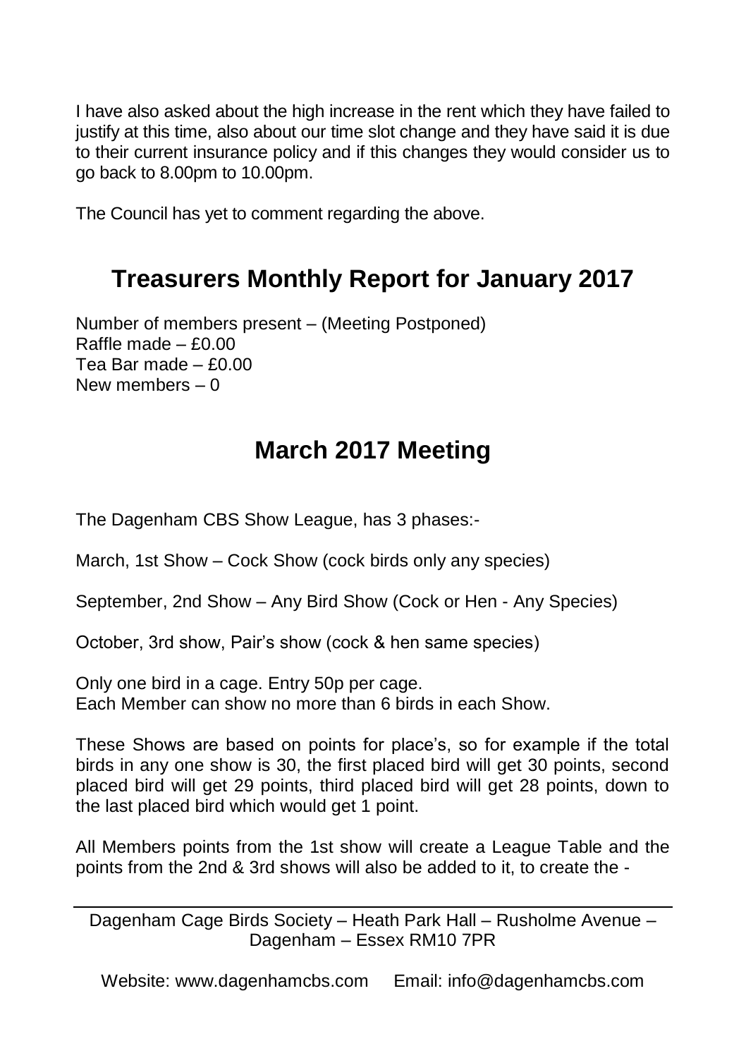I have also asked about the high increase in the rent which they have failed to justify at this time, also about our time slot change and they have said it is due to their current insurance policy and if this changes they would consider us to go back to 8.00pm to 10.00pm.

The Council has yet to comment regarding the above.

## Treasurers Monthly Report for January 2017

Number of members present – (Meeting Postponed)
Raffle made – £0.00
Tea Bar made – £0.00
New members – 0

## March 2017 Meeting

The Dagenham CBS Show League, has 3 phases:-

March, 1st Show – Cock Show (cock birds only any species)

September, 2nd Show – Any Bird Show (Cock or Hen - Any Species)

October, 3rd show, Pair's show (cock & hen same species)

Only one bird in a cage. Entry 50p per cage.
Each Member can show no more than 6 birds in each Show.

These Shows are based on points for place's, so for example if the total birds in any one show is 30, the first placed bird will get 30 points, second placed bird will get 29 points, third placed bird will get 28 points, down to the last placed bird which would get 1 point.

All Members points from the 1st show will create a League Table and the points from the 2nd & 3rd shows will also be added to it, to create the -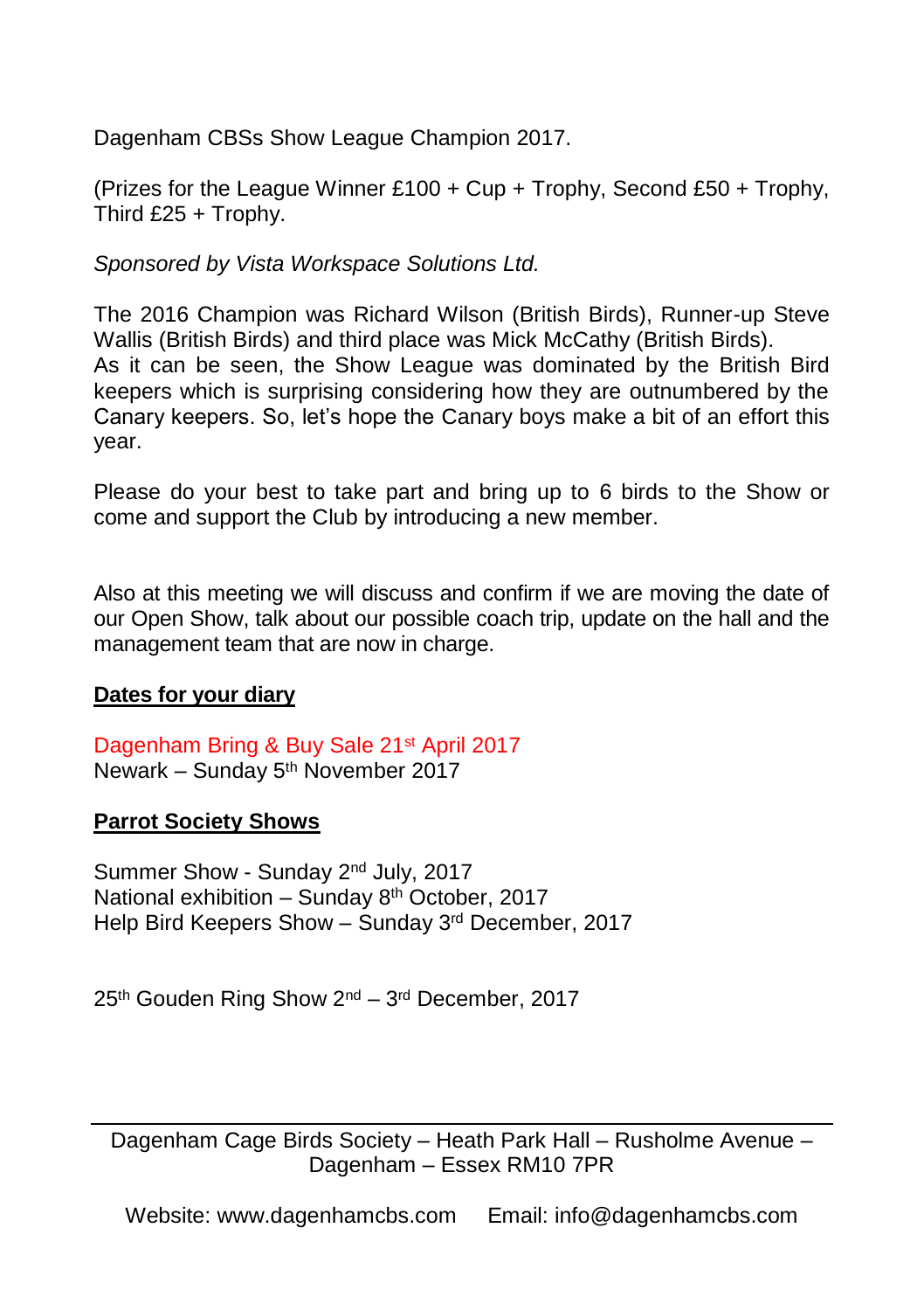Dagenham CBSs Show League Champion 2017.

(Prizes for the League Winner £100 + Cup + Trophy, Second £50 + Trophy, Third £25 + Trophy.

*Sponsored by Vista Workspace Solutions Ltd.*

The 2016 Champion was Richard Wilson (British Birds), Runner-up Steve Wallis (British Birds) and third place was Mick McCathy (British Birds).
As it can be seen, the Show League was dominated by the British Bird keepers which is surprising considering how they are outnumbered by the Canary keepers. So, let's hope the Canary boys make a bit of an effort this year.

Please do your best to take part and bring up to 6 birds to the Show or come and support the Club by introducing a new member.

Also at this meeting we will discuss and confirm if we are moving the date of our Open Show, talk about our possible coach trip, update on the hall and the management team that are now in charge.

**Dates for your diary**

Dagenham Bring & Buy Sale 21st April 2017
Newark – Sunday 5th November 2017

**Parrot Society Shows**

Summer Show - Sunday 2nd July, 2017
National exhibition – Sunday 8th October, 2017
Help Bird Keepers Show – Sunday 3rd December, 2017

25th Gouden Ring Show 2nd – 3rd December, 2017

---

Dagenham Cage Birds Society – Heath Park Hall – Rusholme Avenue – Dagenham – Essex RM10 7PR

Website: www.dagenhamcbs.com Email: info@dagenhamcbs.com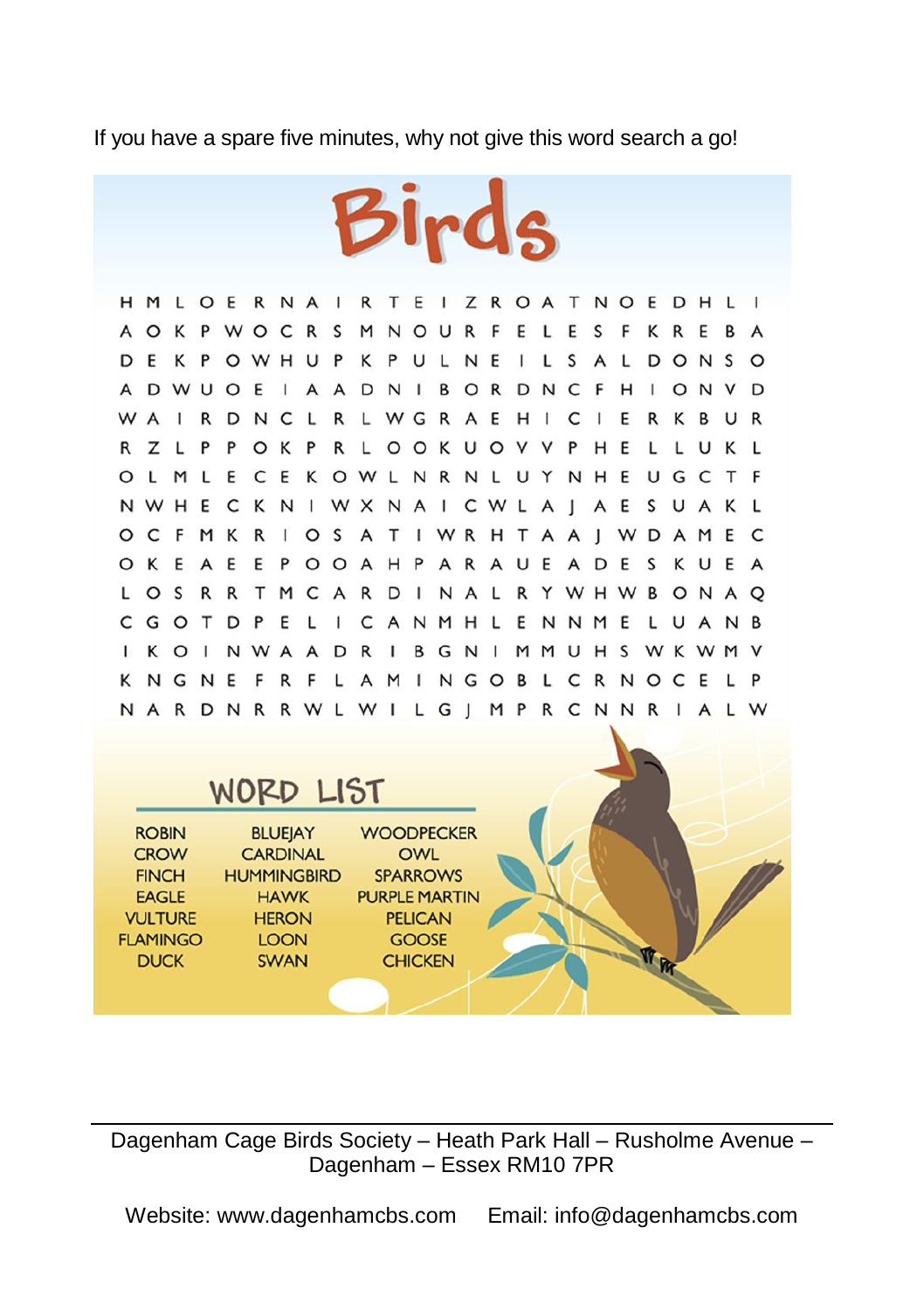If you have a spare five minutes, why not give this word search a go!

# Birds

```
H M L O E R N A I R T E I Z R O A T N O E D H L I
A O K P W O C R S M N O U R F E L E S F K R E B A
D E K P O W H U P K P U L N E I L S A L D O N S O
A D W U O E I A A D N I B O R D N C F H I O N V D
W A I R D N C L R L W G R A E H I C I E R K B U R
R Z L P P O K P R L O O K U O V V P H E L L U K L
O L M L E C E K O W L N R N L U Y N H E U G C T F
N W H E C K N I W X N A I C W L A J A E S U A K L
O C F M K R I O S A T I W R H T A A J W D A M E C
O K E A E E P O O A H P A R A U E A D E S K U E A
L O S R R T M C A R D I N A L R Y W H W B O N A Q
C G O T D P E L I C A N M H L E N N M E L U A N B
I K O I N W A A D R I B G N I M M U H S W K W M V
K N G N E F R F L A M I N G O B L C R N O C E L P
N A R D N R R W L W I L G J M P R C N N R I A L W
```

## WORD LIST

| | | |
|---|---|---|
| ROBIN | BLUEJAY | WOODPECKER |
| CROW | CARDINAL | OWL |
| FINCH | HUMMINGBIRD | SPARROWS |
| EAGLE | HAWK | PURPLE MARTIN |
| VULTURE | HERON | PELICAN |
| FLAMINGO | LOON | GOOSE |
| DUCK | SWAN | CHICKEN |

Dagenham Cage Birds Society – Heath Park Hall – Rusholme Avenue – Dagenham – Essex RM10 7PR

Website: www.dagenhamcbs.com Email: info@dagenhamcbs.com